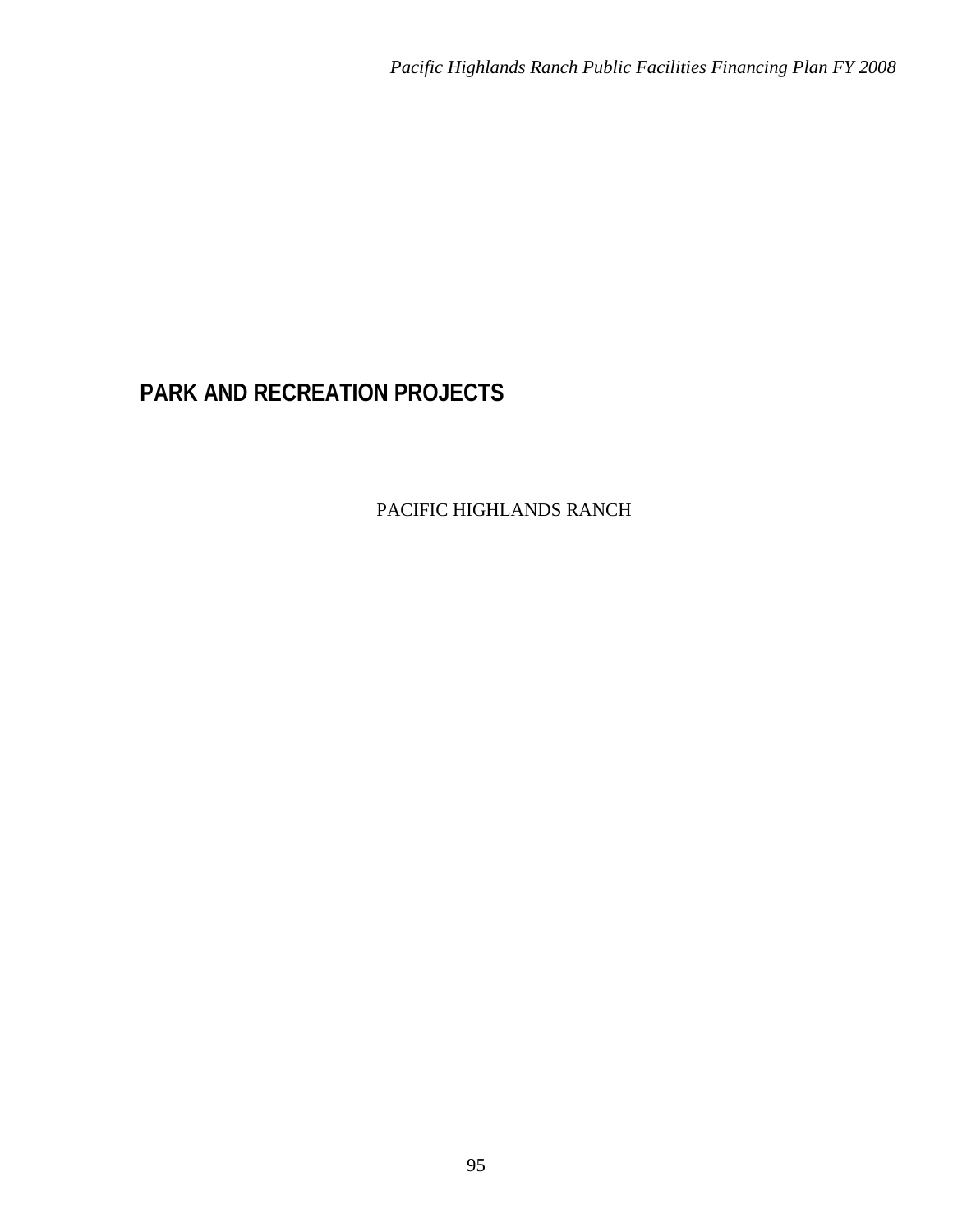# PARK AND RECREATION PROJECTS

PACIFIC HIGHLANDS RANCH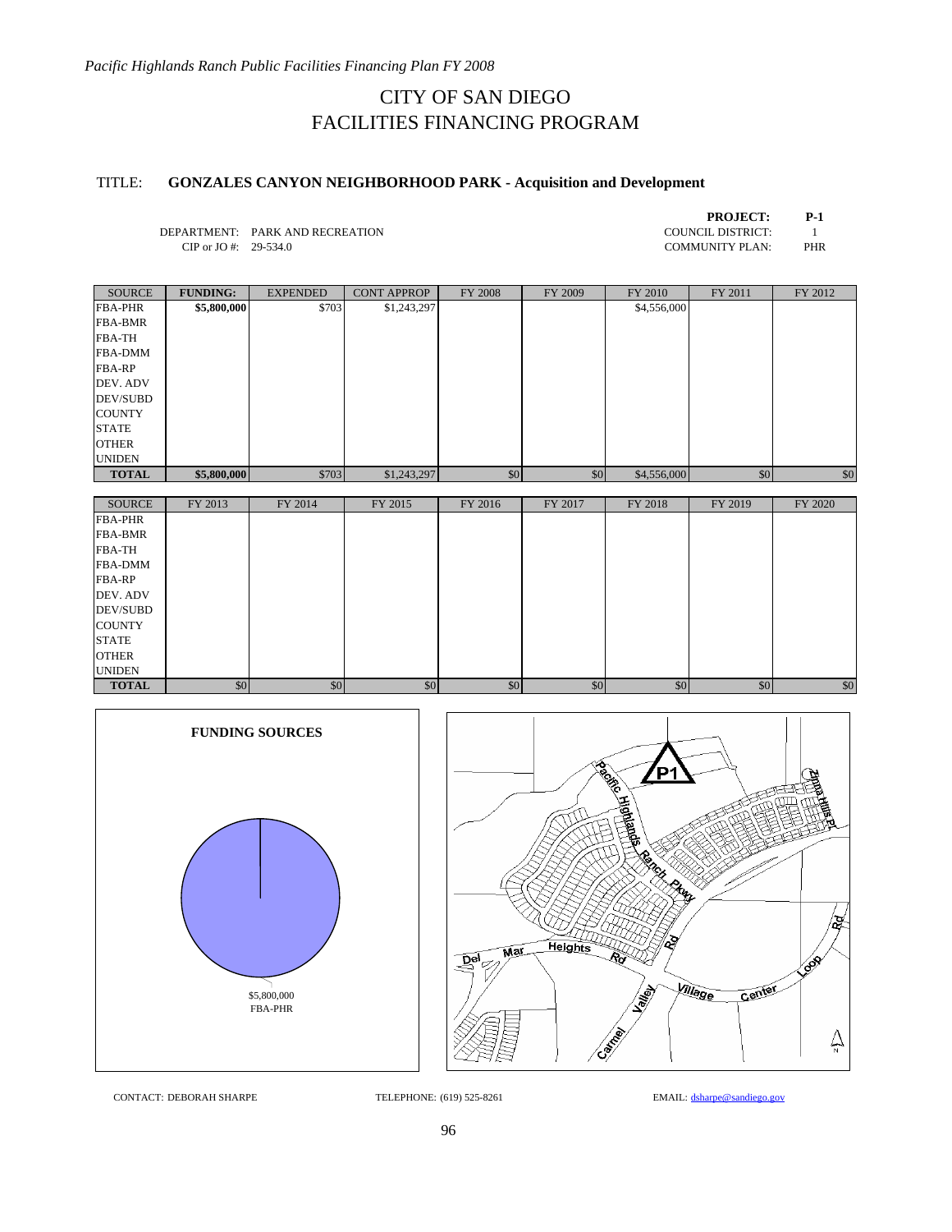# CITY OF SAN DIEGO
# FACILITIES FINANCING PROGRAM

TITLE: **GONZALES CANYON NEIGHBORHOOD PARK - Acquisition and Development**

DEPARTMENT: PARK AND RECREATION
CIP or JO #: 29-534.0

**PROJECT:** **P-1**
COUNCIL DISTRICT: 1
COMMUNITY PLAN: PHR

| SOURCE | FUNDING: | EXPENDED | CONT APPROP | FY 2008 | FY 2009 | FY 2010 | FY 2011 | FY 2012 |
|---|---|---|---|---|---|---|---|---|
| FBA-PHR | **$5,800,000** | $703 | $1,243,297 | | | $4,556,000 | | |
| FBA-BMR | | | | | | | | |
| FBA-TH | | | | | | | | |
| FBA-DMM | | | | | | | | |
| FBA-RP | | | | | | | | |
| DEV. ADV | | | | | | | | |
| DEV/SUBD | | | | | | | | |
| COUNTY | | | | | | | | |
| STATE | | | | | | | | |
| OTHER | | | | | | | | |
| UNIDEN | | | | | | | | |
| **TOTAL** | **$5,800,000** | $703 | $1,243,297 | $0 | $0 | $4,556,000 | $0 | $0 |

| SOURCE | FY 2013 | FY 2014 | FY 2015 | FY 2016 | FY 2017 | FY 2018 | FY 2019 | FY 2020 |
|---|---|---|---|---|---|---|---|---|
| FBA-PHR | | | | | | | | |
| FBA-BMR | | | | | | | | |
| FBA-TH | | | | | | | | |
| FBA-DMM | | | | | | | | |
| FBA-RP | | | | | | | | |
| DEV. ADV | | | | | | | | |
| DEV/SUBD | | | | | | | | |
| COUNTY | | | | | | | | |
| STATE | | | | | | | | |
| OTHER | | | | | | | | |
| UNIDEN | | | | | | | | |
| **TOTAL** | $0 | $0 | $0 | $0 | $0 | $0 | $0 | $0 |

**FUNDING SOURCES**

$5,800,000
FBA-PHR

CONTACT: DEBORAH SHARPE TELEPHONE: (619) 525-8261 EMAIL: dsharpe@sandiego.gov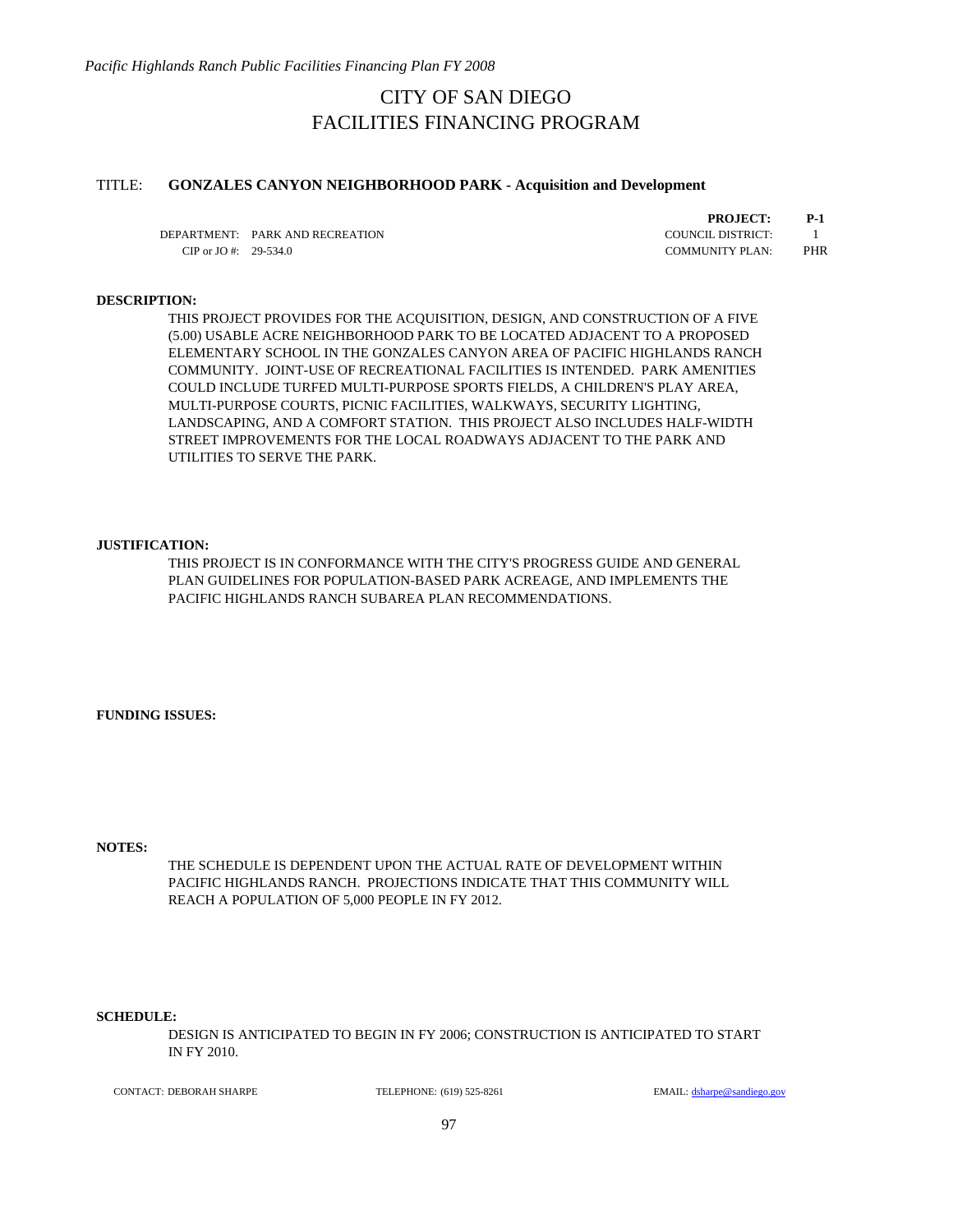# CITY OF SAN DIEGO
# FACILITIES FINANCING PROGRAM

TITLE: **GONZALES CANYON NEIGHBORHOOD PARK - Acquisition and Development**

| | | | |
|---|---|---|---|
| | | **PROJECT:** | **P-1** |
| DEPARTMENT: | PARK AND RECREATION | COUNCIL DISTRICT: | 1 |
| CIP or JO #: | 29-534.0 | COMMUNITY PLAN: | PHR |

**DESCRIPTION:**

THIS PROJECT PROVIDES FOR THE ACQUISITION, DESIGN, AND CONSTRUCTION OF A FIVE (5.00) USABLE ACRE NEIGHBORHOOD PARK TO BE LOCATED ADJACENT TO A PROPOSED ELEMENTARY SCHOOL IN THE GONZALES CANYON AREA OF PACIFIC HIGHLANDS RANCH COMMUNITY. JOINT-USE OF RECREATIONAL FACILITIES IS INTENDED. PARK AMENITIES COULD INCLUDE TURFED MULTI-PURPOSE SPORTS FIELDS, A CHILDREN'S PLAY AREA, MULTI-PURPOSE COURTS, PICNIC FACILITIES, WALKWAYS, SECURITY LIGHTING, LANDSCAPING, AND A COMFORT STATION. THIS PROJECT ALSO INCLUDES HALF-WIDTH STREET IMPROVEMENTS FOR THE LOCAL ROADWAYS ADJACENT TO THE PARK AND UTILITIES TO SERVE THE PARK.

**JUSTIFICATION:**

THIS PROJECT IS IN CONFORMANCE WITH THE CITY'S PROGRESS GUIDE AND GENERAL PLAN GUIDELINES FOR POPULATION-BASED PARK ACREAGE, AND IMPLEMENTS THE PACIFIC HIGHLANDS RANCH SUBAREA PLAN RECOMMENDATIONS.

**FUNDING ISSUES:**

**NOTES:**

THE SCHEDULE IS DEPENDENT UPON THE ACTUAL RATE OF DEVELOPMENT WITHIN PACIFIC HIGHLANDS RANCH. PROJECTIONS INDICATE THAT THIS COMMUNITY WILL REACH A POPULATION OF 5,000 PEOPLE IN FY 2012.

**SCHEDULE:**

DESIGN IS ANTICIPATED TO BEGIN IN FY 2006; CONSTRUCTION IS ANTICIPATED TO START IN FY 2010.

CONTACT: DEBORAH SHARPE TELEPHONE: (619) 525-8261 EMAIL: dsharpe@sandiego.gov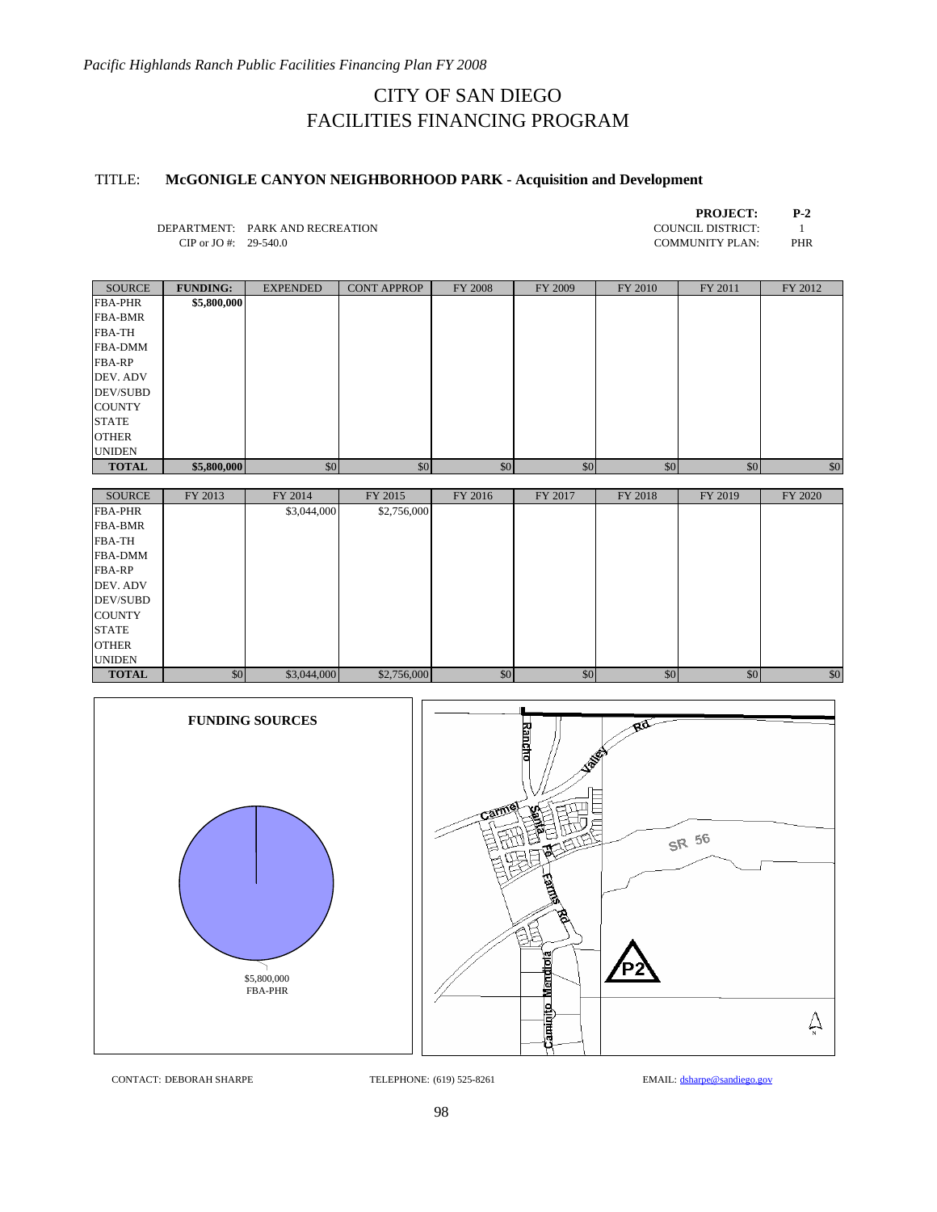# CITY OF SAN DIEGO
# FACILITIES FINANCING PROGRAM

TITLE: **McGONIGLE CANYON NEIGHBORHOOD PARK - Acquisition and Development**

| | | | |
|---|---|---|---|
| | | **PROJECT:** | **P-2** |
| DEPARTMENT: | PARK AND RECREATION | COUNCIL DISTRICT: | 1 |
| CIP or JO #: | 29-540.0 | COMMUNITY PLAN: | PHR |

| SOURCE | FUNDING: | EXPENDED | CONT APPROP | FY 2008 | FY 2009 | FY 2010 | FY 2011 | FY 2012 |
|---|---|---|---|---|---|---|---|---|
| FBA-PHR | **$5,800,000** | | | | | | | |
| FBA-BMR | | | | | | | | |
| FBA-TH | | | | | | | | |
| FBA-DMM | | | | | | | | |
| FBA-RP | | | | | | | | |
| DEV. ADV | | | | | | | | |
| DEV/SUBD | | | | | | | | |
| COUNTY | | | | | | | | |
| STATE | | | | | | | | |
| OTHER | | | | | | | | |
| UNIDEN | | | | | | | | |
| **TOTAL** | **$5,800,000** | $0 | $0 | $0 | $0 | $0 | $0 | $0 |

| SOURCE | FY 2013 | FY 2014 | FY 2015 | FY 2016 | FY 2017 | FY 2018 | FY 2019 | FY 2020 |
|---|---|---|---|---|---|---|---|---|
| FBA-PHR | | $3,044,000 | $2,756,000 | | | | | |
| FBA-BMR | | | | | | | | |
| FBA-TH | | | | | | | | |
| FBA-DMM | | | | | | | | |
| FBA-RP | | | | | | | | |
| DEV. ADV | | | | | | | | |
| DEV/SUBD | | | | | | | | |
| COUNTY | | | | | | | | |
| STATE | | | | | | | | |
| OTHER | | | | | | | | |
| UNIDEN | | | | | | | | |
| **TOTAL** | $0 | $3,044,000 | $2,756,000 | $0 | $0 | $0 | $0 | $0 |

**FUNDING SOURCES**

$5,800,000
FBA-PHR

CONTACT: DEBORAH SHARPE TELEPHONE: (619) 525-8261 EMAIL: dsharpe@sandiego.gov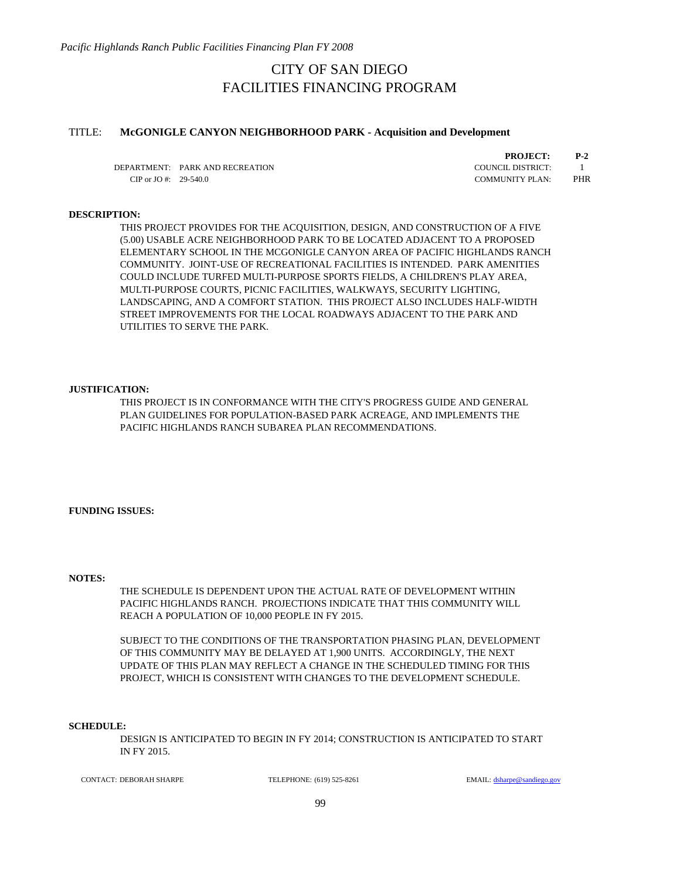# CITY OF SAN DIEGO
# FACILITIES FINANCING PROGRAM

TITLE: **McGONIGLE CANYON NEIGHBORHOOD PARK - Acquisition and Development**

| | | | |
|---|---|---|---|
| | | **PROJECT:** | **P-2** |
| DEPARTMENT: | PARK AND RECREATION | COUNCIL DISTRICT: | 1 |
| CIP or JO #: | 29-540.0 | COMMUNITY PLAN: | PHR |

**DESCRIPTION:**

THIS PROJECT PROVIDES FOR THE ACQUISITION, DESIGN, AND CONSTRUCTION OF A FIVE (5.00) USABLE ACRE NEIGHBORHOOD PARK TO BE LOCATED ADJACENT TO A PROPOSED ELEMENTARY SCHOOL IN THE MCGONIGLE CANYON AREA OF PACIFIC HIGHLANDS RANCH COMMUNITY. JOINT-USE OF RECREATIONAL FACILITIES IS INTENDED. PARK AMENITIES COULD INCLUDE TURFED MULTI-PURPOSE SPORTS FIELDS, A CHILDREN'S PLAY AREA, MULTI-PURPOSE COURTS, PICNIC FACILITIES, WALKWAYS, SECURITY LIGHTING, LANDSCAPING, AND A COMFORT STATION. THIS PROJECT ALSO INCLUDES HALF-WIDTH STREET IMPROVEMENTS FOR THE LOCAL ROADWAYS ADJACENT TO THE PARK AND UTILITIES TO SERVE THE PARK.

**JUSTIFICATION:**

THIS PROJECT IS IN CONFORMANCE WITH THE CITY'S PROGRESS GUIDE AND GENERAL PLAN GUIDELINES FOR POPULATION-BASED PARK ACREAGE, AND IMPLEMENTS THE PACIFIC HIGHLANDS RANCH SUBAREA PLAN RECOMMENDATIONS.

**FUNDING ISSUES:**

**NOTES:**

THE SCHEDULE IS DEPENDENT UPON THE ACTUAL RATE OF DEVELOPMENT WITHIN PACIFIC HIGHLANDS RANCH. PROJECTIONS INDICATE THAT THIS COMMUNITY WILL REACH A POPULATION OF 10,000 PEOPLE IN FY 2015.

SUBJECT TO THE CONDITIONS OF THE TRANSPORTATION PHASING PLAN, DEVELOPMENT OF THIS COMMUNITY MAY BE DELAYED AT 1,900 UNITS. ACCORDINGLY, THE NEXT UPDATE OF THIS PLAN MAY REFLECT A CHANGE IN THE SCHEDULED TIMING FOR THIS PROJECT, WHICH IS CONSISTENT WITH CHANGES TO THE DEVELOPMENT SCHEDULE.

**SCHEDULE:**

DESIGN IS ANTICIPATED TO BEGIN IN FY 2014; CONSTRUCTION IS ANTICIPATED TO START IN FY 2015.

CONTACT: DEBORAH SHARPE TELEPHONE: (619) 525-8261 EMAIL: dsharpe@sandiego.gov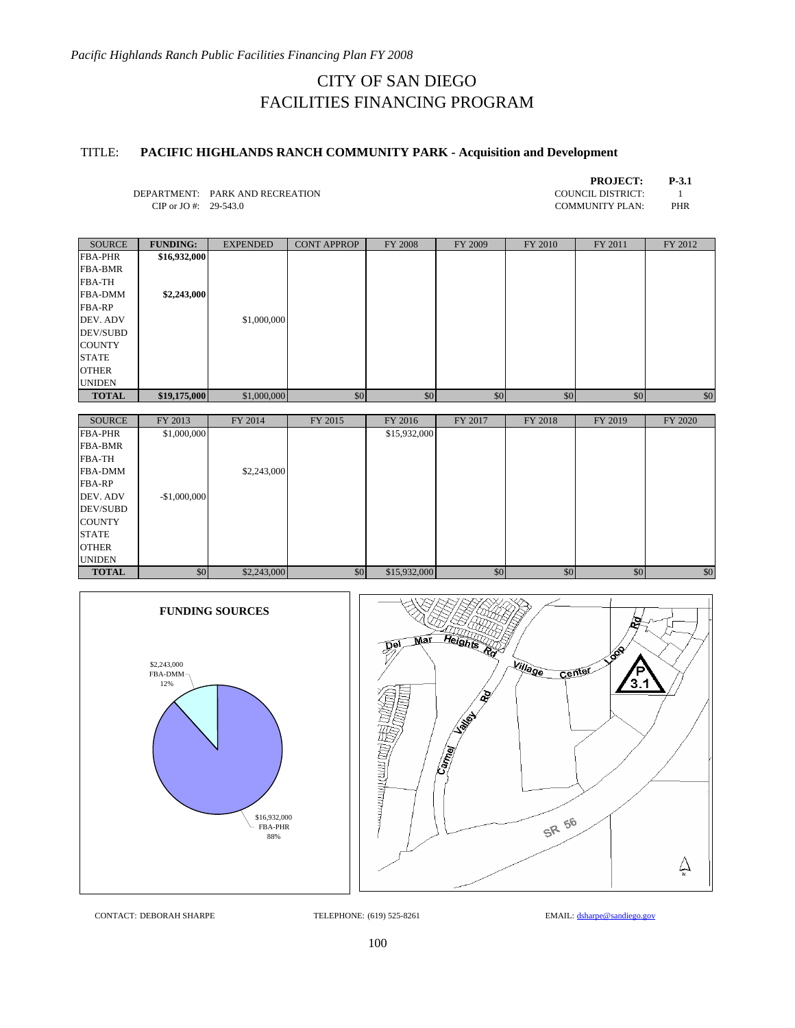*Pacific Highlands Ranch Public Facilities Financing Plan FY 2008*

# CITY OF SAN DIEGO
# FACILITIES FINANCING PROGRAM

TITLE: **PACIFIC HIGHLANDS RANCH COMMUNITY PARK - Acquisition and Development**

DEPARTMENT: PARK AND RECREATION
CIP or JO #: 29-543.0

**PROJECT: P-3.1**
COUNCIL DISTRICT: 1
COMMUNITY PLAN: PHR

| SOURCE | FUNDING: | EXPENDED | CONT APPROP | FY 2008 | FY 2009 | FY 2010 | FY 2011 | FY 2012 |
|---|---|---|---|---|---|---|---|---|
| FBA-PHR | **$16,932,000** | | | | | | | |
| FBA-BMR | | | | | | | | |
| FBA-TH | | | | | | | | |
| FBA-DMM | **$2,243,000** | | | | | | | |
| FBA-RP | | | | | | | | |
| DEV. ADV | | $1,000,000 | | | | | | |
| DEV/SUBD | | | | | | | | |
| COUNTY | | | | | | | | |
| STATE | | | | | | | | |
| OTHER | | | | | | | | |
| UNIDEN | | | | | | | | |
| **TOTAL** | **$19,175,000** | $1,000,000 | $0 | $0 | $0 | $0 | $0 | $0 |

| SOURCE | FY 2013 | FY 2014 | FY 2015 | FY 2016 | FY 2017 | FY 2018 | FY 2019 | FY 2020 |
|---|---|---|---|---|---|---|---|---|
| FBA-PHR | $1,000,000 | | | $15,932,000 | | | | |
| FBA-BMR | | | | | | | | |
| FBA-TH | | | | | | | | |
| FBA-DMM | | $2,243,000 | | | | | | |
| FBA-RP | | | | | | | | |
| DEV. ADV | -$1,000,000 | | | | | | | |
| DEV/SUBD | | | | | | | | |
| COUNTY | | | | | | | | |
| STATE | | | | | | | | |
| OTHER | | | | | | | | |
| UNIDEN | | | | | | | | |
| **TOTAL** | $0 | $2,243,000 | $0 | $15,932,000 | $0 | $0 | $0 | $0 |

**FUNDING SOURCES**

$2,243,000 FBA-DMM 12%

$16,932,000 FBA-PHR 88%

Del Mar Heights Rd, Village Center Loop Rd, Carmel Valley Rd, SR 56, P 3.1

CONTACT: DEBORAH SHARPE    TELEPHONE: (619) 525-8261    EMAIL: dsharpe@sandiego.gov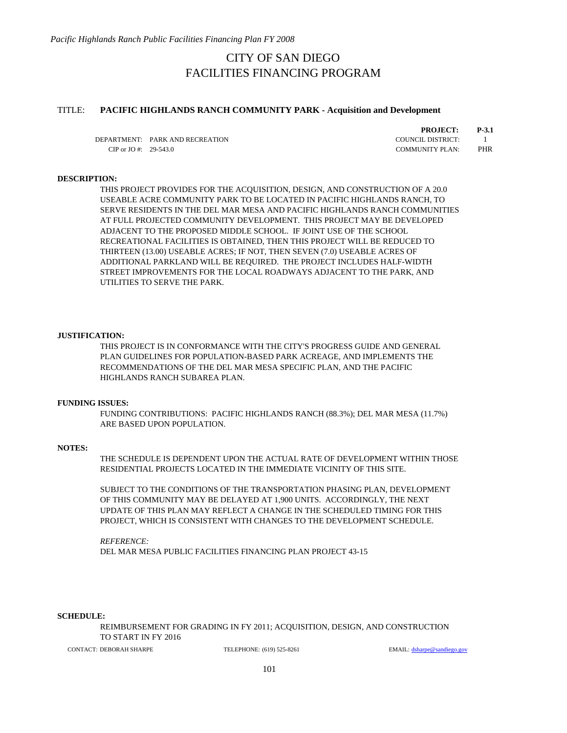# CITY OF SAN DIEGO
# FACILITIES FINANCING PROGRAM

TITLE: **PACIFIC HIGHLANDS RANCH COMMUNITY PARK - Acquisition and Development**

| | | | |
|---|---|---|---|
| | | **PROJECT:** | **P-3.1** |
| DEPARTMENT: | PARK AND RECREATION | COUNCIL DISTRICT: | 1 |
| CIP or JO #: | 29-543.0 | COMMUNITY PLAN: | PHR |

**DESCRIPTION:**

THIS PROJECT PROVIDES FOR THE ACQUISITION, DESIGN, AND CONSTRUCTION OF A 20.0 USEABLE ACRE COMMUNITY PARK TO BE LOCATED IN PACIFIC HIGHLANDS RANCH, TO SERVE RESIDENTS IN THE DEL MAR MESA AND PACIFIC HIGHLANDS RANCH COMMUNITIES AT FULL PROJECTED COMMUNITY DEVELOPMENT. THIS PROJECT MAY BE DEVELOPED ADJACENT TO THE PROPOSED MIDDLE SCHOOL. IF JOINT USE OF THE SCHOOL RECREATIONAL FACILITIES IS OBTAINED, THEN THIS PROJECT WILL BE REDUCED TO THIRTEEN (13.00) USEABLE ACRES; IF NOT, THEN SEVEN (7.0) USEABLE ACRES OF ADDITIONAL PARKLAND WILL BE REQUIRED. THE PROJECT INCLUDES HALF-WIDTH STREET IMPROVEMENTS FOR THE LOCAL ROADWAYS ADJACENT TO THE PARK, AND UTILITIES TO SERVE THE PARK.

**JUSTIFICATION:**

THIS PROJECT IS IN CONFORMANCE WITH THE CITY'S PROGRESS GUIDE AND GENERAL PLAN GUIDELINES FOR POPULATION-BASED PARK ACREAGE, AND IMPLEMENTS THE RECOMMENDATIONS OF THE DEL MAR MESA SPECIFIC PLAN, AND THE PACIFIC HIGHLANDS RANCH SUBAREA PLAN.

**FUNDING ISSUES:**

FUNDING CONTRIBUTIONS: PACIFIC HIGHLANDS RANCH (88.3%); DEL MAR MESA (11.7%) ARE BASED UPON POPULATION.

**NOTES:**

THE SCHEDULE IS DEPENDENT UPON THE ACTUAL RATE OF DEVELOPMENT WITHIN THOSE RESIDENTIAL PROJECTS LOCATED IN THE IMMEDIATE VICINITY OF THIS SITE.

SUBJECT TO THE CONDITIONS OF THE TRANSPORTATION PHASING PLAN, DEVELOPMENT OF THIS COMMUNITY MAY BE DELAYED AT 1,900 UNITS. ACCORDINGLY, THE NEXT UPDATE OF THIS PLAN MAY REFLECT A CHANGE IN THE SCHEDULED TIMING FOR THIS PROJECT, WHICH IS CONSISTENT WITH CHANGES TO THE DEVELOPMENT SCHEDULE.

*REFERENCE:*
DEL MAR MESA PUBLIC FACILITIES FINANCING PLAN PROJECT 43-15

**SCHEDULE:**

REIMBURSEMENT FOR GRADING IN FY 2011; ACQUISITION, DESIGN, AND CONSTRUCTION TO START IN FY 2016

CONTACT: DEBORAH SHARPE    TELEPHONE: (619) 525-8261    EMAIL: dsharpe@sandiego.gov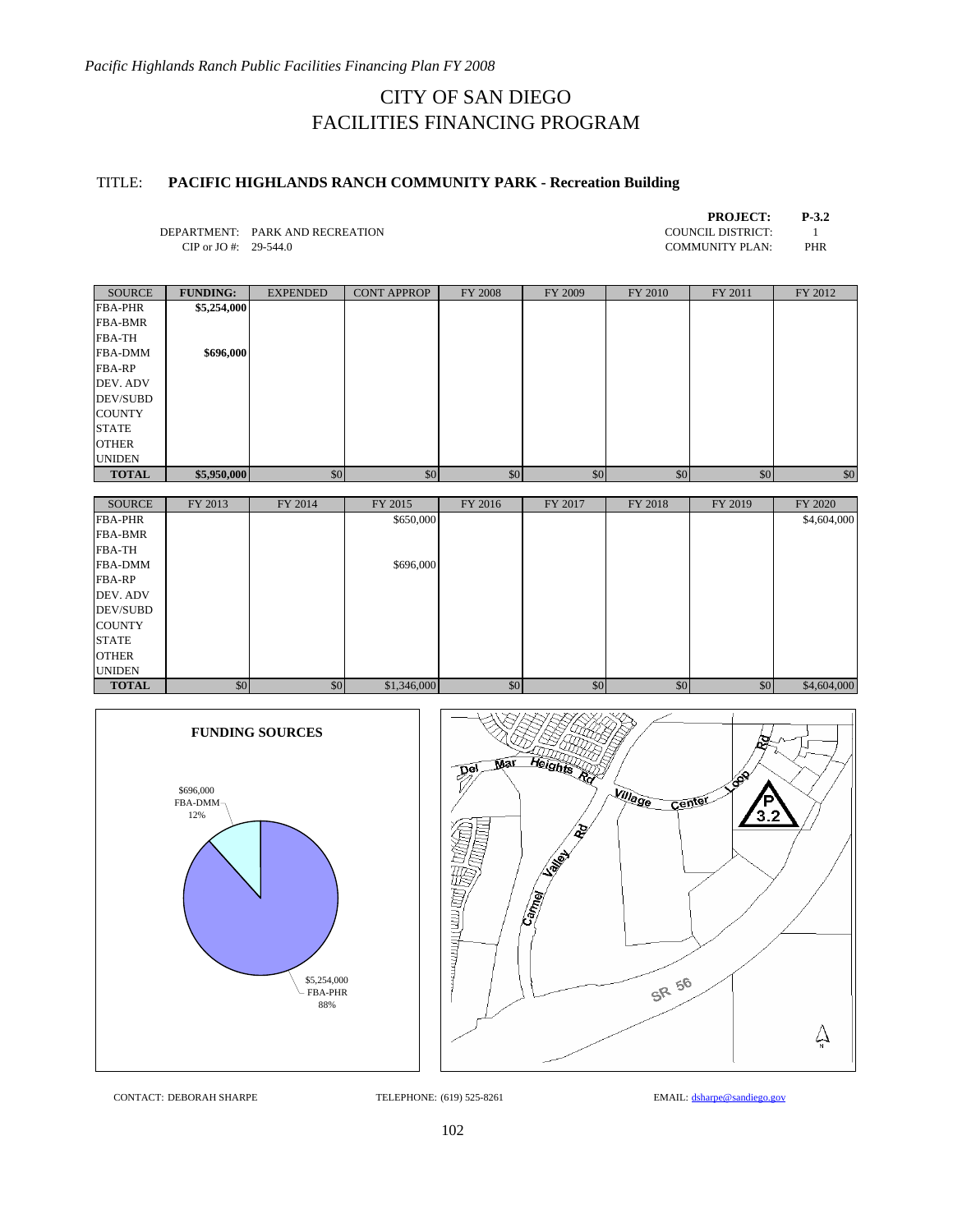# CITY OF SAN DIEGO
# FACILITIES FINANCING PROGRAM

TITLE: **PACIFIC HIGHLANDS RANCH COMMUNITY PARK - Recreation Building**

**PROJECT: P-3.2**

DEPARTMENT: PARK AND RECREATION
CIP or JO #: 29-544.0

COUNCIL DISTRICT: 1
COMMUNITY PLAN: PHR

| SOURCE | FUNDING: | EXPENDED | CONT APPROP | FY 2008 | FY 2009 | FY 2010 | FY 2011 | FY 2012 |
|---|---|---|---|---|---|---|---|---|
| FBA-PHR | $5,254,000 | | | | | | | |
| FBA-BMR | | | | | | | | |
| FBA-TH | | | | | | | | |
| FBA-DMM | $696,000 | | | | | | | |
| FBA-RP | | | | | | | | |
| DEV. ADV | | | | | | | | |
| DEV/SUBD | | | | | | | | |
| COUNTY | | | | | | | | |
| STATE | | | | | | | | |
| OTHER | | | | | | | | |
| UNIDEN | | | | | | | | |
| **TOTAL** | $5,950,000 | $0 | $0 | $0 | $0 | $0 | $0 | $0 |

| SOURCE | FY 2013 | FY 2014 | FY 2015 | FY 2016 | FY 2017 | FY 2018 | FY 2019 | FY 2020 |
|---|---|---|---|---|---|---|---|---|
| FBA-PHR | | | $650,000 | | | | | $4,604,000 |
| FBA-BMR | | | | | | | | |
| FBA-TH | | | | | | | | |
| FBA-DMM | | | $696,000 | | | | | |
| FBA-RP | | | | | | | | |
| DEV. ADV | | | | | | | | |
| DEV/SUBD | | | | | | | | |
| COUNTY | | | | | | | | |
| STATE | | | | | | | | |
| OTHER | | | | | | | | |
| UNIDEN | | | | | | | | |
| **TOTAL** | $0 | $0 | $1,346,000 | $0 | $0 | $0 | $0 | $4,604,000 |

**FUNDING SOURCES**

- $696,000 FBA-DMM 12%
- $5,254,000 FBA-PHR 88%

CONTACT: DEBORAH SHARPE TELEPHONE: (619) 525-8261 EMAIL: dsharpe@sandiego.gov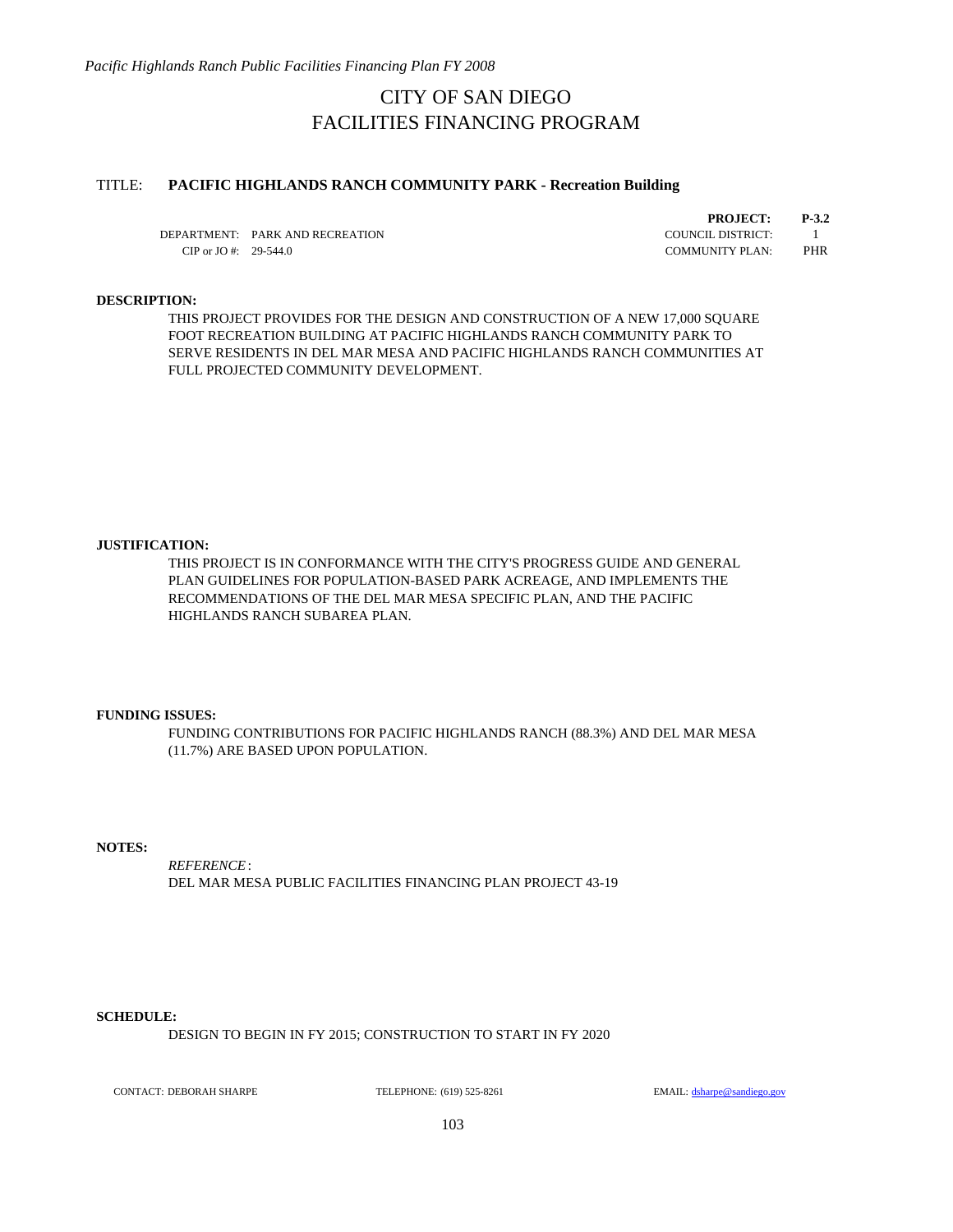# CITY OF SAN DIEGO
# FACILITIES FINANCING PROGRAM

TITLE: **PACIFIC HIGHLANDS RANCH COMMUNITY PARK - Recreation Building**

| | | | |
|---|---|---|---|
| | | **PROJECT:** | **P-3.2** |
| DEPARTMENT: | PARK AND RECREATION | COUNCIL DISTRICT: | 1 |
| CIP or JO #: | 29-544.0 | COMMUNITY PLAN: | PHR |

**DESCRIPTION:**

THIS PROJECT PROVIDES FOR THE DESIGN AND CONSTRUCTION OF A NEW 17,000 SQUARE FOOT RECREATION BUILDING AT PACIFIC HIGHLANDS RANCH COMMUNITY PARK TO SERVE RESIDENTS IN DEL MAR MESA AND PACIFIC HIGHLANDS RANCH COMMUNITIES AT FULL PROJECTED COMMUNITY DEVELOPMENT.

**JUSTIFICATION:**

THIS PROJECT IS IN CONFORMANCE WITH THE CITY'S PROGRESS GUIDE AND GENERAL PLAN GUIDELINES FOR POPULATION-BASED PARK ACREAGE, AND IMPLEMENTS THE RECOMMENDATIONS OF THE DEL MAR MESA SPECIFIC PLAN, AND THE PACIFIC HIGHLANDS RANCH SUBAREA PLAN.

**FUNDING ISSUES:**

FUNDING CONTRIBUTIONS FOR PACIFIC HIGHLANDS RANCH (88.3%) AND DEL MAR MESA (11.7%) ARE BASED UPON POPULATION.

**NOTES:**

*REFERENCE*:
DEL MAR MESA PUBLIC FACILITIES FINANCING PLAN PROJECT 43-19

**SCHEDULE:**

DESIGN TO BEGIN IN FY 2015; CONSTRUCTION TO START IN FY 2020

CONTACT: DEBORAH SHARPE TELEPHONE: (619) 525-8261 EMAIL: dsharpe@sandiego.gov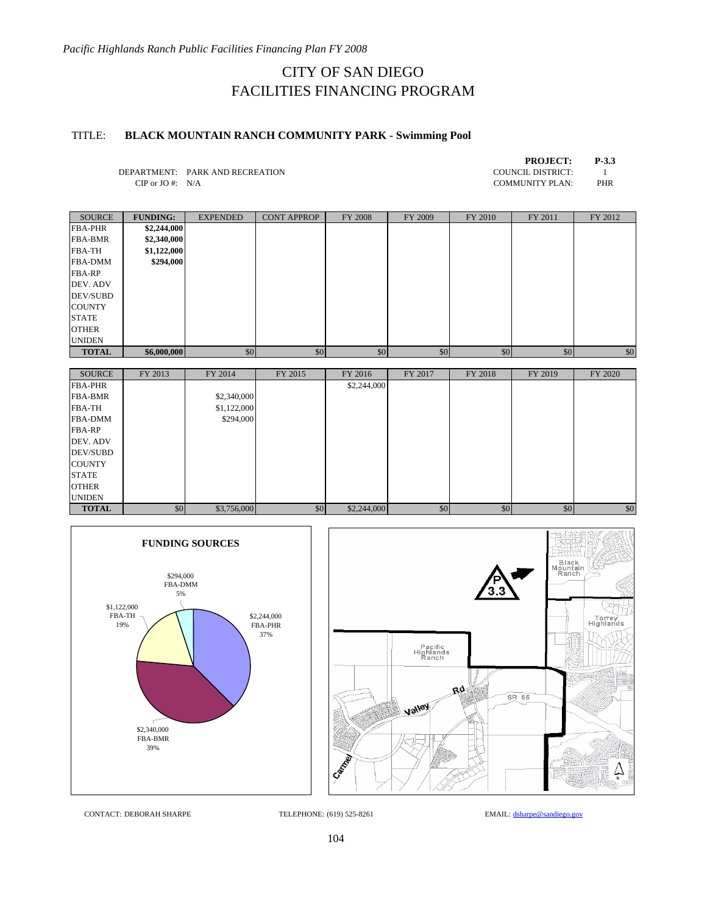*Pacific Highlands Ranch Public Facilities Financing Plan FY 2008*

# CITY OF SAN DIEGO
# FACILITIES FINANCING PROGRAM

## TITLE: BLACK MOUNTAIN RANCH COMMUNITY PARK - Swimming Pool

**PROJECT: P-3.3**

DEPARTMENT: PARK AND RECREATION
CIP or JO #: N/A

COUNCIL DISTRICT: 1
COMMUNITY PLAN: PHR

| SOURCE | FUNDING: | EXPENDED | CONT APPROP | FY 2008 | FY 2009 | FY 2010 | FY 2011 | FY 2012 |
|---|---|---|---|---|---|---|---|---|
| FBA-PHR | $2,244,000 | | | | | | | |
| FBA-BMR | $2,340,000 | | | | | | | |
| FBA-TH | $1,122,000 | | | | | | | |
| FBA-DMM | $294,000 | | | | | | | |
| FBA-RP | | | | | | | | |
| DEV. ADV | | | | | | | | |
| DEV/SUBD | | | | | | | | |
| COUNTY | | | | | | | | |
| STATE | | | | | | | | |
| OTHER | | | | | | | | |
| UNIDEN | | | | | | | | |
| **TOTAL** | **$6,000,000** | $0 | $0 | $0 | $0 | $0 | $0 | $0 |

| SOURCE | FY 2013 | FY 2014 | FY 2015 | FY 2016 | FY 2017 | FY 2018 | FY 2019 | FY 2020 |
|---|---|---|---|---|---|---|---|---|
| FBA-PHR | | | | $2,244,000 | | | | |
| FBA-BMR | | $2,340,000 | | | | | | |
| FBA-TH | | $1,122,000 | | | | | | |
| FBA-DMM | | $294,000 | | | | | | |
| FBA-RP | | | | | | | | |
| DEV. ADV | | | | | | | | |
| DEV/SUBD | | | | | | | | |
| COUNTY | | | | | | | | |
| STATE | | | | | | | | |
| OTHER | | | | | | | | |
| UNIDEN | | | | | | | | |
| **TOTAL** | $0 | $3,756,000 | $0 | $2,244,000 | $0 | $0 | $0 | $0 |

**FUNDING SOURCES**

- $2,244,000 FBA-PHR 37%
- $2,340,000 FBA-BMR 39%
- $1,122,000 FBA-TH 19%
- $294,000 FBA-DMM 5%

CONTACT: DEBORAH SHARPE TELEPHONE: (619) 525-8261 EMAIL: dsharpe@sandiego.gov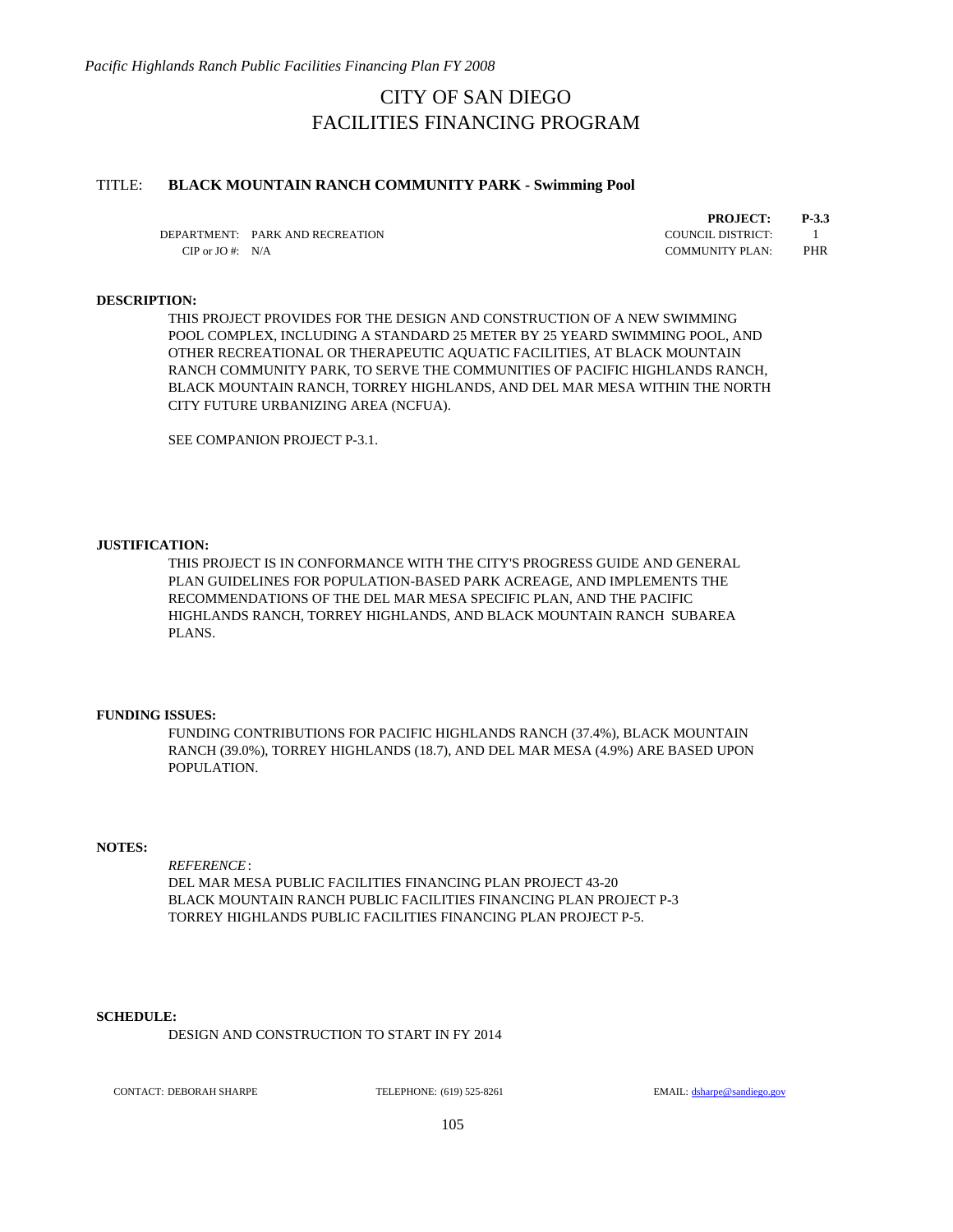# CITY OF SAN DIEGO
# FACILITIES FINANCING PROGRAM

TITLE: **BLACK MOUNTAIN RANCH COMMUNITY PARK - Swimming Pool**

| | | | |
|---|---|---|---|
| | | **PROJECT:** | **P-3.3** |
| DEPARTMENT: | PARK AND RECREATION | COUNCIL DISTRICT: | 1 |
| CIP or JO #: | N/A | COMMUNITY PLAN: | PHR |

**DESCRIPTION:**

THIS PROJECT PROVIDES FOR THE DESIGN AND CONSTRUCTION OF A NEW SWIMMING POOL COMPLEX, INCLUDING A STANDARD 25 METER BY 25 YEARD SWIMMING POOL, AND OTHER RECREATIONAL OR THERAPEUTIC AQUATIC FACILITIES, AT BLACK MOUNTAIN RANCH COMMUNITY PARK, TO SERVE THE COMMUNITIES OF PACIFIC HIGHLANDS RANCH, BLACK MOUNTAIN RANCH, TORREY HIGHLANDS, AND DEL MAR MESA WITHIN THE NORTH CITY FUTURE URBANIZING AREA (NCFUA).

SEE COMPANION PROJECT P-3.1.

**JUSTIFICATION:**

THIS PROJECT IS IN CONFORMANCE WITH THE CITY'S PROGRESS GUIDE AND GENERAL PLAN GUIDELINES FOR POPULATION-BASED PARK ACREAGE, AND IMPLEMENTS THE RECOMMENDATIONS OF THE DEL MAR MESA SPECIFIC PLAN, AND THE PACIFIC HIGHLANDS RANCH, TORREY HIGHLANDS, AND BLACK MOUNTAIN RANCH SUBAREA PLANS.

**FUNDING ISSUES:**

FUNDING CONTRIBUTIONS FOR PACIFIC HIGHLANDS RANCH (37.4%), BLACK MOUNTAIN RANCH (39.0%), TORREY HIGHLANDS (18.7), AND DEL MAR MESA (4.9%) ARE BASED UPON POPULATION.

**NOTES:**

*REFERENCE*:
DEL MAR MESA PUBLIC FACILITIES FINANCING PLAN PROJECT 43-20
BLACK MOUNTAIN RANCH PUBLIC FACILITIES FINANCING PLAN PROJECT P-3
TORREY HIGHLANDS PUBLIC FACILITIES FINANCING PLAN PROJECT P-5.

**SCHEDULE:**

DESIGN AND CONSTRUCTION TO START IN FY 2014

CONTACT: DEBORAH SHARPE TELEPHONE: (619) 525-8261 EMAIL: dsharpe@sandiego.gov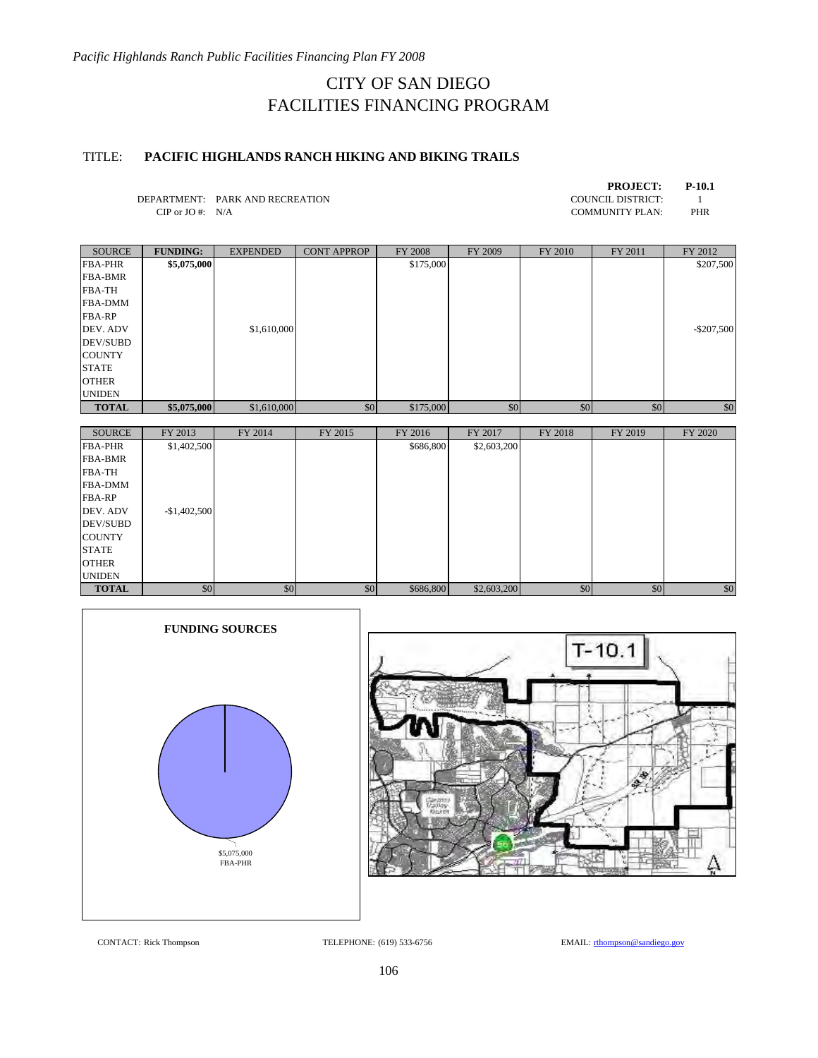# CITY OF SAN DIEGO
# FACILITIES FINANCING PROGRAM

TITLE: **PACIFIC HIGHLANDS RANCH HIKING AND BIKING TRAILS**

**PROJECT: P-10.1**

DEPARTMENT: PARK AND RECREATION
CIP or JO #: N/A

COUNCIL DISTRICT: 1
COMMUNITY PLAN: PHR

| SOURCE | **FUNDING:** | EXPENDED | CONT APPROP | FY 2008 | FY 2009 | FY 2010 | FY 2011 | FY 2012 |
|---|---|---|---|---|---|---|---|---|
| FBA-PHR | **$5,075,000** | | | $175,000 | | | | $207,500 |
| FBA-BMR | | | | | | | | |
| FBA-TH | | | | | | | | |
| FBA-DMM | | | | | | | | |
| FBA-RP | | | | | | | | |
| DEV. ADV | | $1,610,000 | | | | | | -$207,500 |
| DEV/SUBD | | | | | | | | |
| COUNTY | | | | | | | | |
| STATE | | | | | | | | |
| OTHER | | | | | | | | |
| UNIDEN | | | | | | | | |
| **TOTAL** | **$5,075,000** | $1,610,000 | $0 | $175,000 | $0 | $0 | $0 | $0 |

| SOURCE | FY 2013 | FY 2014 | FY 2015 | FY 2016 | FY 2017 | FY 2018 | FY 2019 | FY 2020 |
|---|---|---|---|---|---|---|---|---|
| FBA-PHR | $1,402,500 | | | $686,800 | $2,603,200 | | | |
| FBA-BMR | | | | | | | | |
| FBA-TH | | | | | | | | |
| FBA-DMM | | | | | | | | |
| FBA-RP | | | | | | | | |
| DEV. ADV | -$1,402,500 | | | | | | | |
| DEV/SUBD | | | | | | | | |
| COUNTY | | | | | | | | |
| STATE | | | | | | | | |
| OTHER | | | | | | | | |
| UNIDEN | | | | | | | | |
| **TOTAL** | $0 | $0 | $0 | $686,800 | $2,603,200 | $0 | $0 | $0 |

**FUNDING SOURCES**

$5,075,000 FBA-PHR

T-10.1

CONTACT: Rick Thompson TELEPHONE: (619) 533-6756 EMAIL: rthompson@sandiego.gov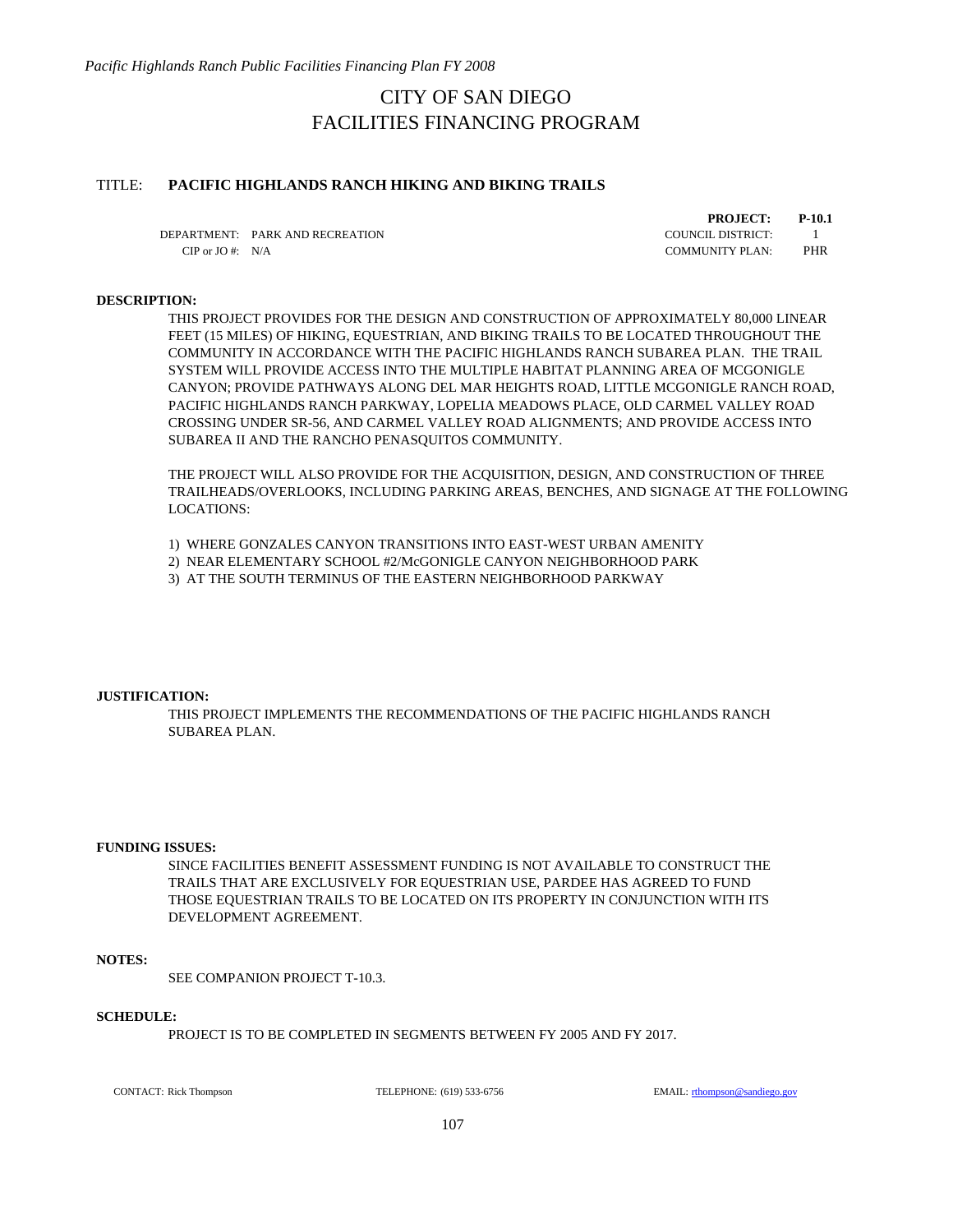# CITY OF SAN DIEGO
# FACILITIES FINANCING PROGRAM

TITLE: **PACIFIC HIGHLANDS RANCH HIKING AND BIKING TRAILS**

| | | | |
|---|---|---|---|
| | | **PROJECT:** | **P-10.1** |
| DEPARTMENT: | PARK AND RECREATION | COUNCIL DISTRICT: | 1 |
| CIP or JO #: | N/A | COMMUNITY PLAN: | PHR |

**DESCRIPTION:**

THIS PROJECT PROVIDES FOR THE DESIGN AND CONSTRUCTION OF APPROXIMATELY 80,000 LINEAR FEET (15 MILES) OF HIKING, EQUESTRIAN, AND BIKING TRAILS TO BE LOCATED THROUGHOUT THE COMMUNITY IN ACCORDANCE WITH THE PACIFIC HIGHLANDS RANCH SUBAREA PLAN. THE TRAIL SYSTEM WILL PROVIDE ACCESS INTO THE MULTIPLE HABITAT PLANNING AREA OF MCGONIGLE CANYON; PROVIDE PATHWAYS ALONG DEL MAR HEIGHTS ROAD, LITTLE MCGONIGLE RANCH ROAD, PACIFIC HIGHLANDS RANCH PARKWAY, LOPELIA MEADOWS PLACE, OLD CARMEL VALLEY ROAD CROSSING UNDER SR-56, AND CARMEL VALLEY ROAD ALIGNMENTS; AND PROVIDE ACCESS INTO SUBAREA II AND THE RANCHO PENASQUITOS COMMUNITY.

THE PROJECT WILL ALSO PROVIDE FOR THE ACQUISITION, DESIGN, AND CONSTRUCTION OF THREE TRAILHEADS/OVERLOOKS, INCLUDING PARKING AREAS, BENCHES, AND SIGNAGE AT THE FOLLOWING LOCATIONS:

1) WHERE GONZALES CANYON TRANSITIONS INTO EAST-WEST URBAN AMENITY
2) NEAR ELEMENTARY SCHOOL #2/McGONIGLE CANYON NEIGHBORHOOD PARK
3) AT THE SOUTH TERMINUS OF THE EASTERN NEIGHBORHOOD PARKWAY

**JUSTIFICATION:**

THIS PROJECT IMPLEMENTS THE RECOMMENDATIONS OF THE PACIFIC HIGHLANDS RANCH SUBAREA PLAN.

**FUNDING ISSUES:**

SINCE FACILITIES BENEFIT ASSESSMENT FUNDING IS NOT AVAILABLE TO CONSTRUCT THE TRAILS THAT ARE EXCLUSIVELY FOR EQUESTRIAN USE, PARDEE HAS AGREED TO FUND THOSE EQUESTRIAN TRAILS TO BE LOCATED ON ITS PROPERTY IN CONJUNCTION WITH ITS DEVELOPMENT AGREEMENT.

**NOTES:**

SEE COMPANION PROJECT T-10.3.

**SCHEDULE:**

PROJECT IS TO BE COMPLETED IN SEGMENTS BETWEEN FY 2005 AND FY 2017.

CONTACT: Rick Thompson TELEPHONE: (619) 533-6756 EMAIL: rthompson@sandiego.gov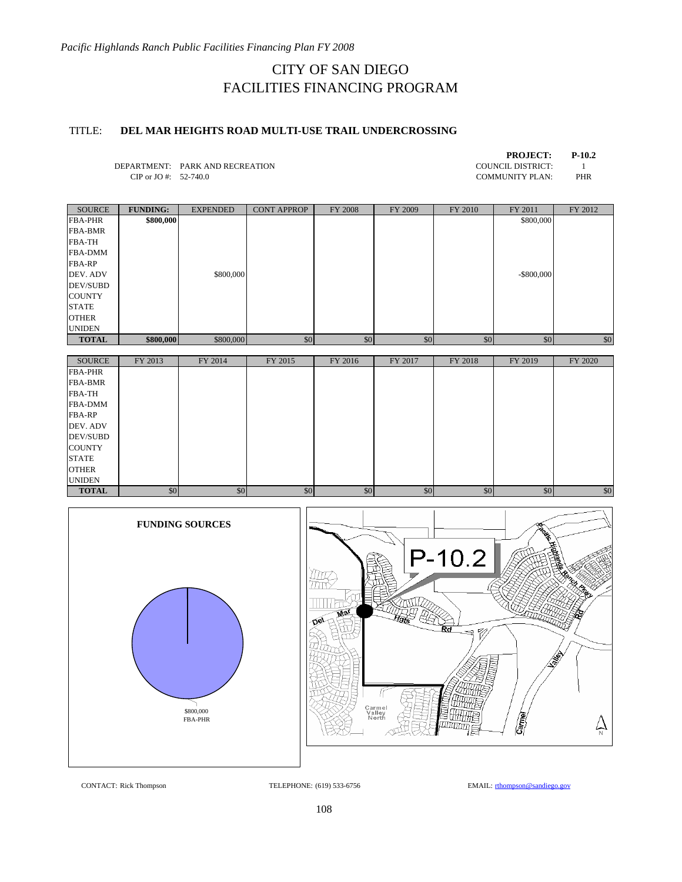# CITY OF SAN DIEGO
# FACILITIES FINANCING PROGRAM

TITLE: **DEL MAR HEIGHTS ROAD MULTI-USE TRAIL UNDERCROSSING**

**PROJECT: P-10.2**

DEPARTMENT: PARK AND RECREATION
CIP or JO #: 52-740.0

COUNCIL DISTRICT: 1
COMMUNITY PLAN: PHR

| SOURCE | FUNDING: | EXPENDED | CONT APPROP | FY 2008 | FY 2009 | FY 2010 | FY 2011 | FY 2012 |
|---|---|---|---|---|---|---|---|---|
| FBA-PHR | **$800,000** | | | | | | $800,000 | |
| FBA-BMR | | | | | | | | |
| FBA-TH | | | | | | | | |
| FBA-DMM | | | | | | | | |
| FBA-RP | | | | | | | | |
| DEV. ADV | | $800,000 | | | | | -$800,000 | |
| DEV/SUBD | | | | | | | | |
| COUNTY | | | | | | | | |
| STATE | | | | | | | | |
| OTHER | | | | | | | | |
| UNIDEN | | | | | | | | |
| **TOTAL** | **$800,000** | $800,000 | $0 | $0 | $0 | $0 | $0 | $0 |

| SOURCE | FY 2013 | FY 2014 | FY 2015 | FY 2016 | FY 2017 | FY 2018 | FY 2019 | FY 2020 |
|---|---|---|---|---|---|---|---|---|
| FBA-PHR | | | | | | | | |
| FBA-BMR | | | | | | | | |
| FBA-TH | | | | | | | | |
| FBA-DMM | | | | | | | | |
| FBA-RP | | | | | | | | |
| DEV. ADV | | | | | | | | |
| DEV/SUBD | | | | | | | | |
| COUNTY | | | | | | | | |
| STATE | | | | | | | | |
| OTHER | | | | | | | | |
| UNIDEN | | | | | | | | |
| **TOTAL** | $0 | $0 | $0 | $0 | $0 | $0 | $0 | $0 |

**FUNDING SOURCES**

$800,000
FBA-PHR

CONTACT: Rick Thompson    TELEPHONE: (619) 533-6756    EMAIL: rthompson@sandiego.gov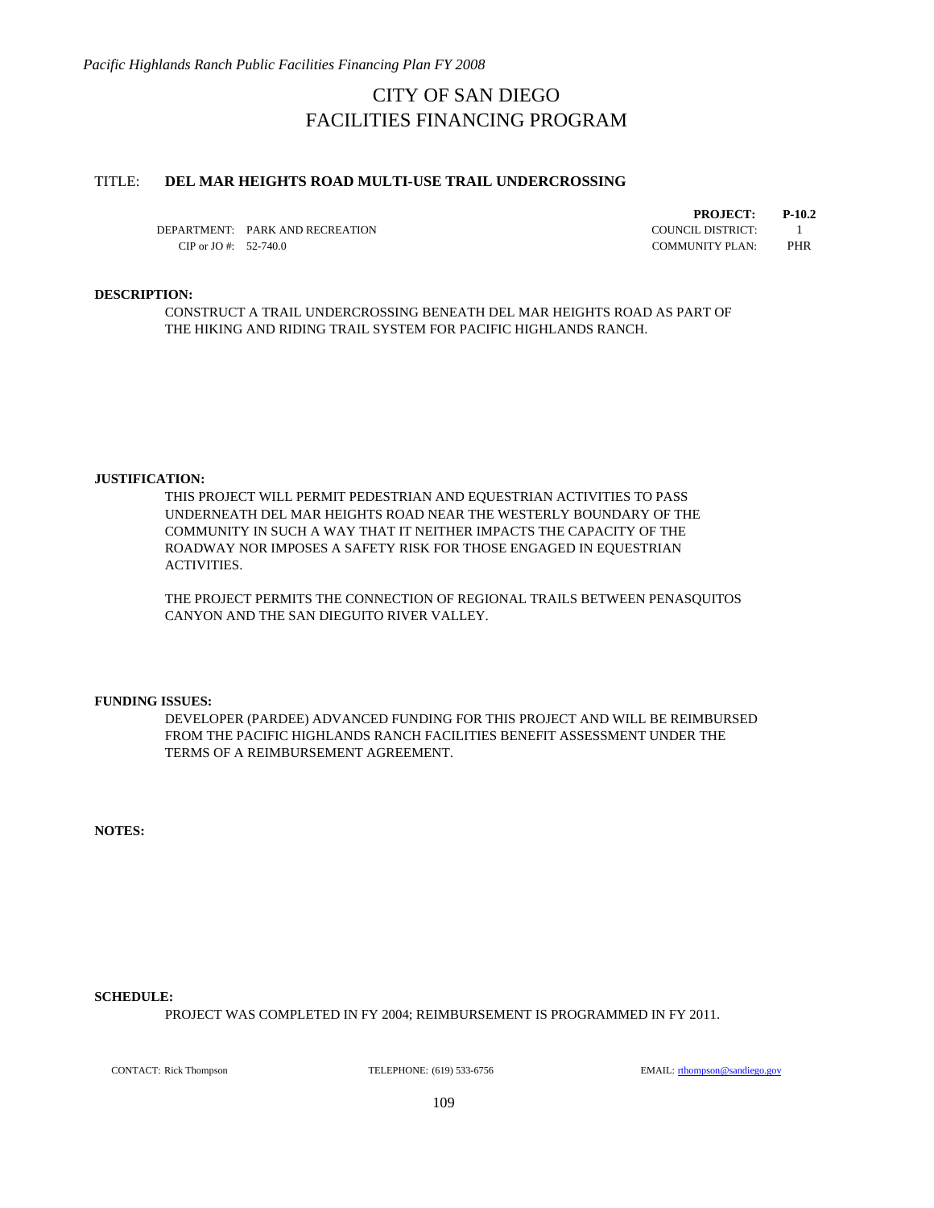# CITY OF SAN DIEGO
# FACILITIES FINANCING PROGRAM

TITLE: **DEL MAR HEIGHTS ROAD MULTI-USE TRAIL UNDERCROSSING**

| | | | |
|---|---|---|---|
| | | **PROJECT:** | **P-10.2** |
| DEPARTMENT: | PARK AND RECREATION | COUNCIL DISTRICT: | 1 |
| CIP or JO #: | 52-740.0 | COMMUNITY PLAN: | PHR |

**DESCRIPTION:**

CONSTRUCT A TRAIL UNDERCROSSING BENEATH DEL MAR HEIGHTS ROAD AS PART OF THE HIKING AND RIDING TRAIL SYSTEM FOR PACIFIC HIGHLANDS RANCH.

**JUSTIFICATION:**

THIS PROJECT WILL PERMIT PEDESTRIAN AND EQUESTRIAN ACTIVITIES TO PASS UNDERNEATH DEL MAR HEIGHTS ROAD NEAR THE WESTERLY BOUNDARY OF THE COMMUNITY IN SUCH A WAY THAT IT NEITHER IMPACTS THE CAPACITY OF THE ROADWAY NOR IMPOSES A SAFETY RISK FOR THOSE ENGAGED IN EQUESTRIAN ACTIVITIES.

THE PROJECT PERMITS THE CONNECTION OF REGIONAL TRAILS BETWEEN PENASQUITOS CANYON AND THE SAN DIEGUITO RIVER VALLEY.

**FUNDING ISSUES:**

DEVELOPER (PARDEE) ADVANCED FUNDING FOR THIS PROJECT AND WILL BE REIMBURSED FROM THE PACIFIC HIGHLANDS RANCH FACILITIES BENEFIT ASSESSMENT UNDER THE TERMS OF A REIMBURSEMENT AGREEMENT.

**NOTES:**

**SCHEDULE:**

PROJECT WAS COMPLETED IN FY 2004; REIMBURSEMENT IS PROGRAMMED IN FY 2011.

CONTACT: Rick Thompson TELEPHONE: (619) 533-6756 EMAIL: rthompson@sandiego.gov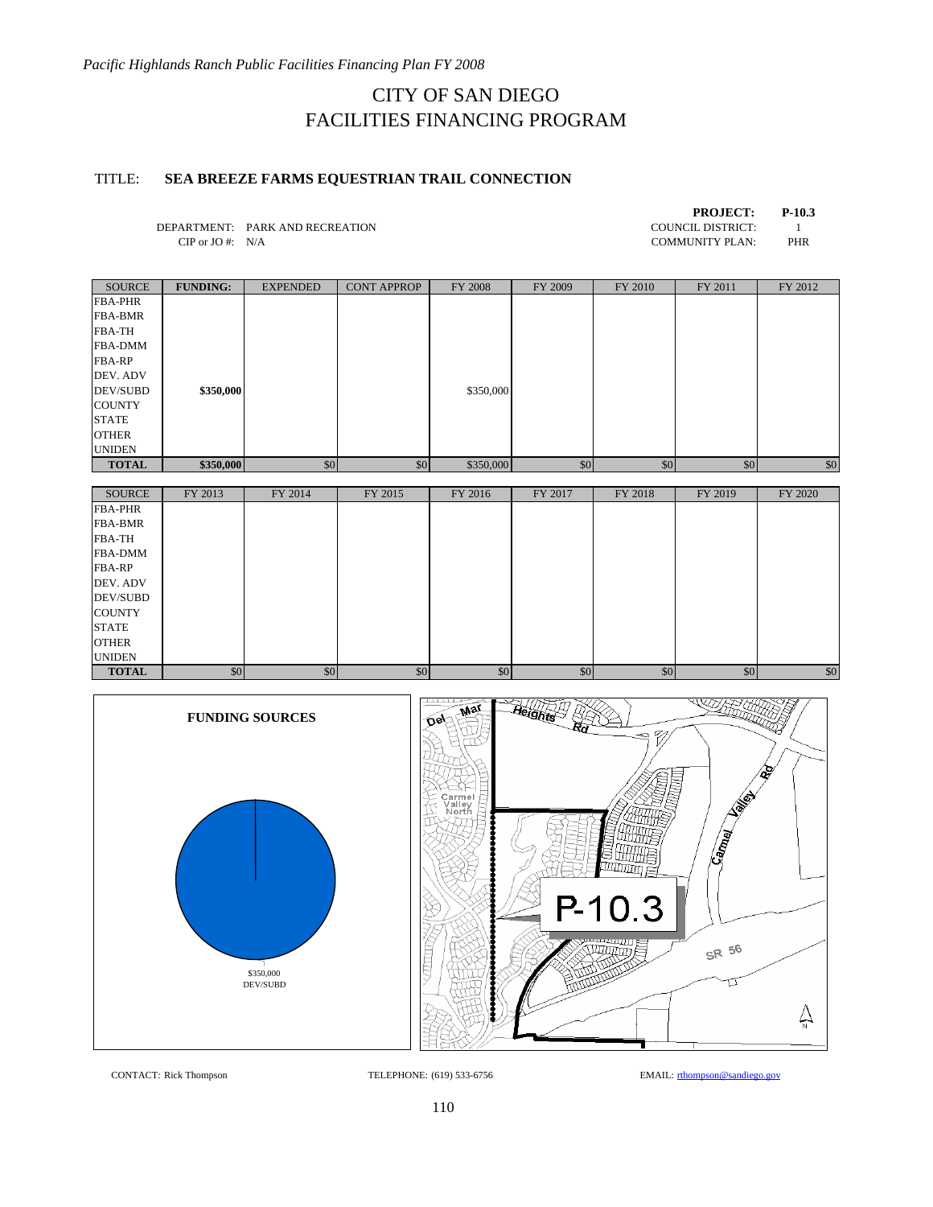# CITY OF SAN DIEGO
# FACILITIES FINANCING PROGRAM

TITLE: **SEA BREEZE FARMS EQUESTRIAN TRAIL CONNECTION**

**PROJECT: P-10.3**

DEPARTMENT: PARK AND RECREATION
CIP or JO #: N/A

COUNCIL DISTRICT: 1
COMMUNITY PLAN: PHR

| SOURCE | FUNDING: | EXPENDED | CONT APPROP | FY 2008 | FY 2009 | FY 2010 | FY 2011 | FY 2012 |
|---|---|---|---|---|---|---|---|---|
| FBA-PHR | | | | | | | | |
| FBA-BMR | | | | | | | | |
| FBA-TH | | | | | | | | |
| FBA-DMM | | | | | | | | |
| FBA-RP | | | | | | | | |
| DEV. ADV | | | | | | | | |
| DEV/SUBD | $350,000 | | | $350,000 | | | | |
| COUNTY | | | | | | | | |
| STATE | | | | | | | | |
| OTHER | | | | | | | | |
| UNIDEN | | | | | | | | |
| **TOTAL** | **$350,000** | $0 | $0 | $350,000 | $0 | $0 | $0 | $0 |

| SOURCE | FY 2013 | FY 2014 | FY 2015 | FY 2016 | FY 2017 | FY 2018 | FY 2019 | FY 2020 |
|---|---|---|---|---|---|---|---|---|
| FBA-PHR | | | | | | | | |
| FBA-BMR | | | | | | | | |
| FBA-TH | | | | | | | | |
| FBA-DMM | | | | | | | | |
| FBA-RP | | | | | | | | |
| DEV. ADV | | | | | | | | |
| DEV/SUBD | | | | | | | | |
| COUNTY | | | | | | | | |
| STATE | | | | | | | | |
| OTHER | | | | | | | | |
| UNIDEN | | | | | | | | |
| **TOTAL** | $0 | $0 | $0 | $0 | $0 | $0 | $0 | $0 |

**FUNDING SOURCES**

$350,000
DEV/SUBD

CONTACT: Rick Thompson TELEPHONE: (619) 533-6756 EMAIL: rthompson@sandiego.gov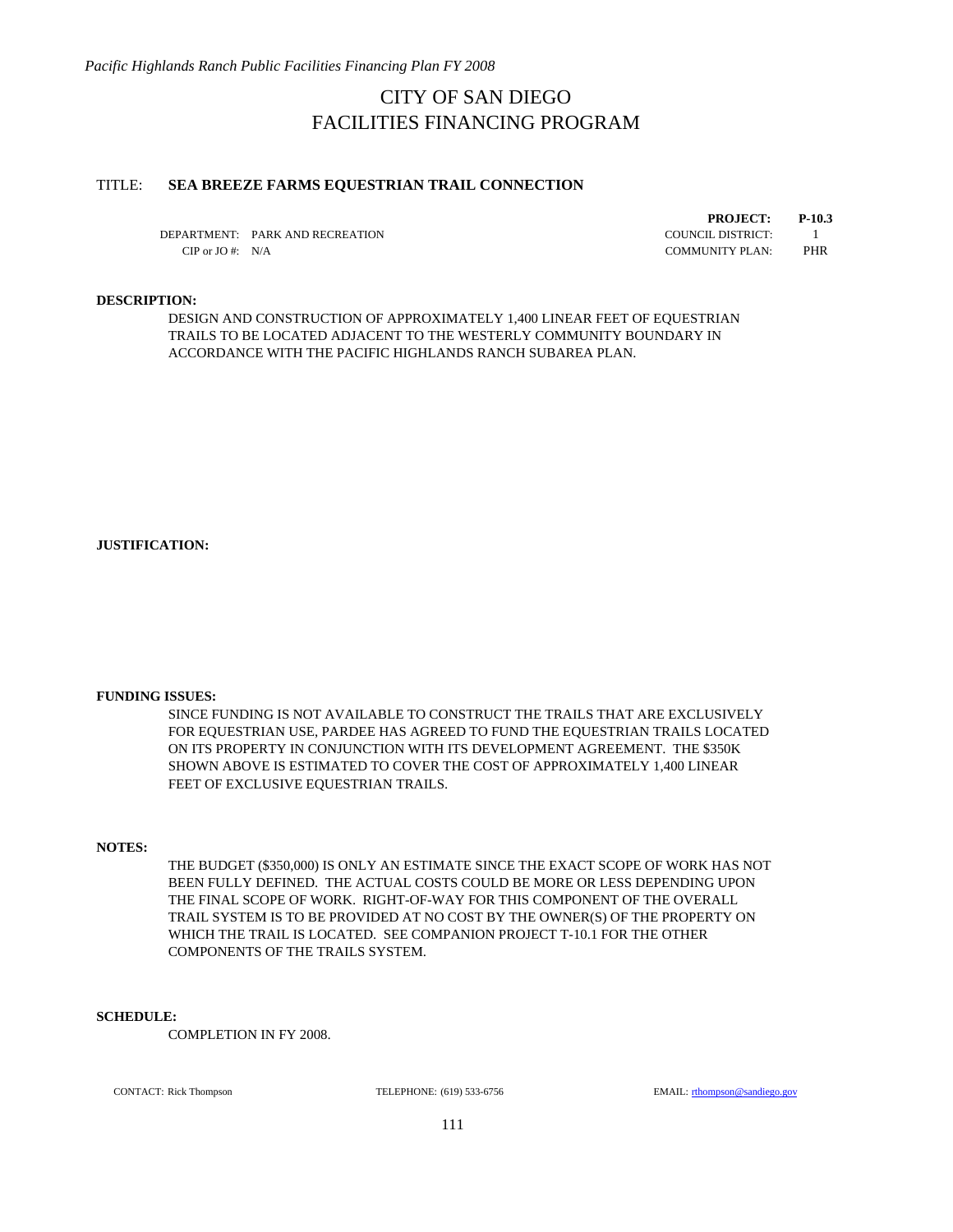# CITY OF SAN DIEGO
# FACILITIES FINANCING PROGRAM

TITLE: **SEA BREEZE FARMS EQUESTRIAN TRAIL CONNECTION**

| | | | |
|---|---|---|---|
| | | **PROJECT:** | **P-10.3** |
| DEPARTMENT: | PARK AND RECREATION | COUNCIL DISTRICT: | 1 |
| CIP or JO #: | N/A | COMMUNITY PLAN: | PHR |

**DESCRIPTION:**

DESIGN AND CONSTRUCTION OF APPROXIMATELY 1,400 LINEAR FEET OF EQUESTRIAN TRAILS TO BE LOCATED ADJACENT TO THE WESTERLY COMMUNITY BOUNDARY IN ACCORDANCE WITH THE PACIFIC HIGHLANDS RANCH SUBAREA PLAN.

**JUSTIFICATION:**

**FUNDING ISSUES:**

SINCE FUNDING IS NOT AVAILABLE TO CONSTRUCT THE TRAILS THAT ARE EXCLUSIVELY FOR EQUESTRIAN USE, PARDEE HAS AGREED TO FUND THE EQUESTRIAN TRAILS LOCATED ON ITS PROPERTY IN CONJUNCTION WITH ITS DEVELOPMENT AGREEMENT. THE $350K SHOWN ABOVE IS ESTIMATED TO COVER THE COST OF APPROXIMATELY 1,400 LINEAR FEET OF EXCLUSIVE EQUESTRIAN TRAILS.

**NOTES:**

THE BUDGET ($350,000) IS ONLY AN ESTIMATE SINCE THE EXACT SCOPE OF WORK HAS NOT BEEN FULLY DEFINED. THE ACTUAL COSTS COULD BE MORE OR LESS DEPENDING UPON THE FINAL SCOPE OF WORK. RIGHT-OF-WAY FOR THIS COMPONENT OF THE OVERALL TRAIL SYSTEM IS TO BE PROVIDED AT NO COST BY THE OWNER(S) OF THE PROPERTY ON WHICH THE TRAIL IS LOCATED. SEE COMPANION PROJECT T-10.1 FOR THE OTHER COMPONENTS OF THE TRAILS SYSTEM.

**SCHEDULE:**

COMPLETION IN FY 2008.

CONTACT: Rick Thompson TELEPHONE: (619) 533-6756 EMAIL: rthompson@sandiego.gov